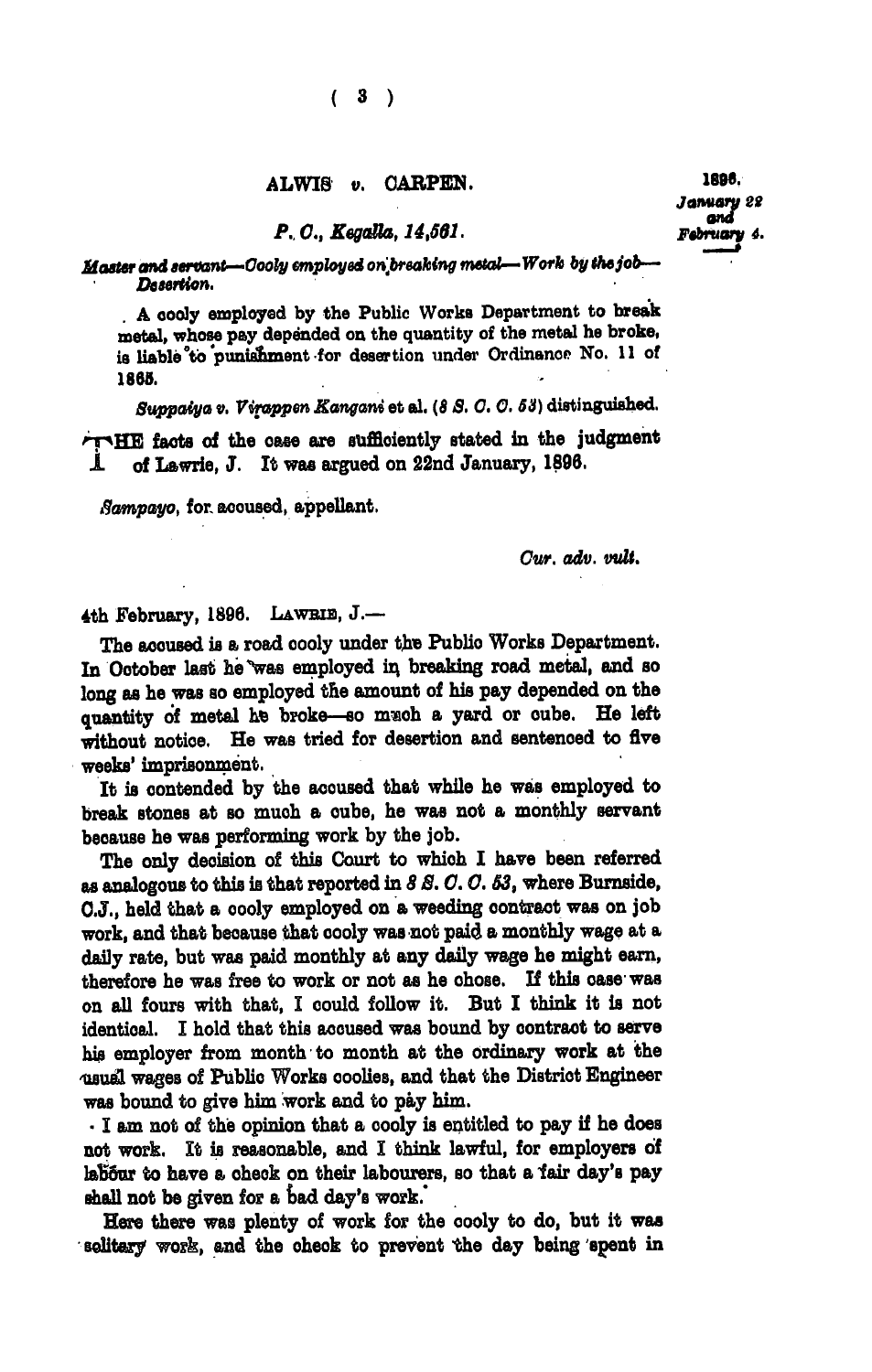## ALWIS *v.* CARPEN.

1896. *January 22 and February 4.*

*P. C., Kegalla, 14,561.*

*Master and servant—Cooly employed on breaking metal—Work by the job—Desertion.*

A cooly employed by the Public Works Department to break metal, whose pay depended on the quantity of the metal he broke, is liable to punishment for desertion under Ordinance No. 11 of 1865.

*Suppaiya v. Virappen Kangani* et al. (*8 S. C. C. 53*) distinguished.

THE facts of the case are sufficiently stated in the judgment of Lawrie, J. It was argued on 22nd January, 1896.

*Sampayo*, for accused, appellant.

*Cur. adv. vult.*

4th February, 1896. LAWRIE, J.—

The accused is a road cooly under the Public Works Department. In October last he was employed in breaking road metal, and so long as he was so employed the amount of his pay depended on the quantity of metal he broke—so much a yard or cube. He left without notice. He was tried for desertion and sentenced to five weeks' imprisonment.

It is contended by the accused that while he was employed to break stones at so much a cube, he was not a monthly servant because he was performing work by the job.

The only decision of this Court to which I have been referred as analogous to this is that reported in *8 S. C. C. 53*, where Burnside, C.J., held that a cooly employed on a weeding contract was on job work, and that because that cooly was not paid a monthly wage at a daily rate, but was paid monthly at any daily wage he might earn, therefore he was free to work or not as he chose. If this case was on all fours with that, I could follow it. But I think it is not identical. I hold that this accused was bound by contract to serve his employer from month to month at the ordinary work at the usual wages of Public Works coolies, and that the District Engineer was bound to give him work and to pay him.

I am not of the opinion that a cooly is entitled to pay if he does not work. It is reasonable, and I think lawful, for employers of labour to have a check on their labourers, so that a fair day's pay shall not be given for a bad day's work.

Here there was plenty of work for the cooly to do, but it was solitary work, and the check to prevent the day being spent in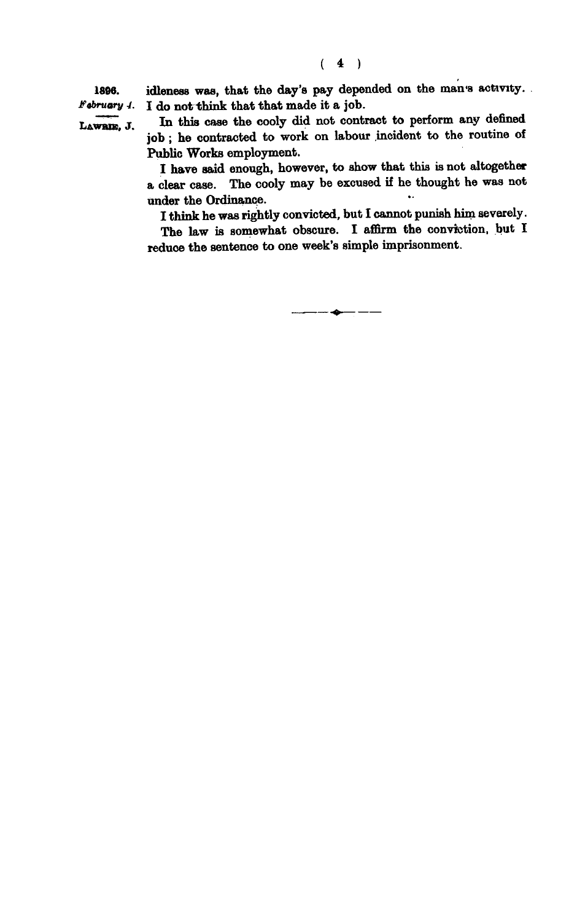1896. *February 4.* LAWRIE, J.

idleness was, that the day's pay depended on the man's activity. I do not think that that made it a job.

In this case the cooly did not contract to perform any defined job; he contracted to work on labour incident to the routine of Public Works employment.

I have said enough, however, to show that this is not altogether a clear case. The cooly may be excused if he thought he was not under the Ordinance.

I think he was rightly convicted, but I cannot punish him severely. The law is somewhat obscure. I affirm the conviction, but I reduce the sentence to one week's simple imprisonment.